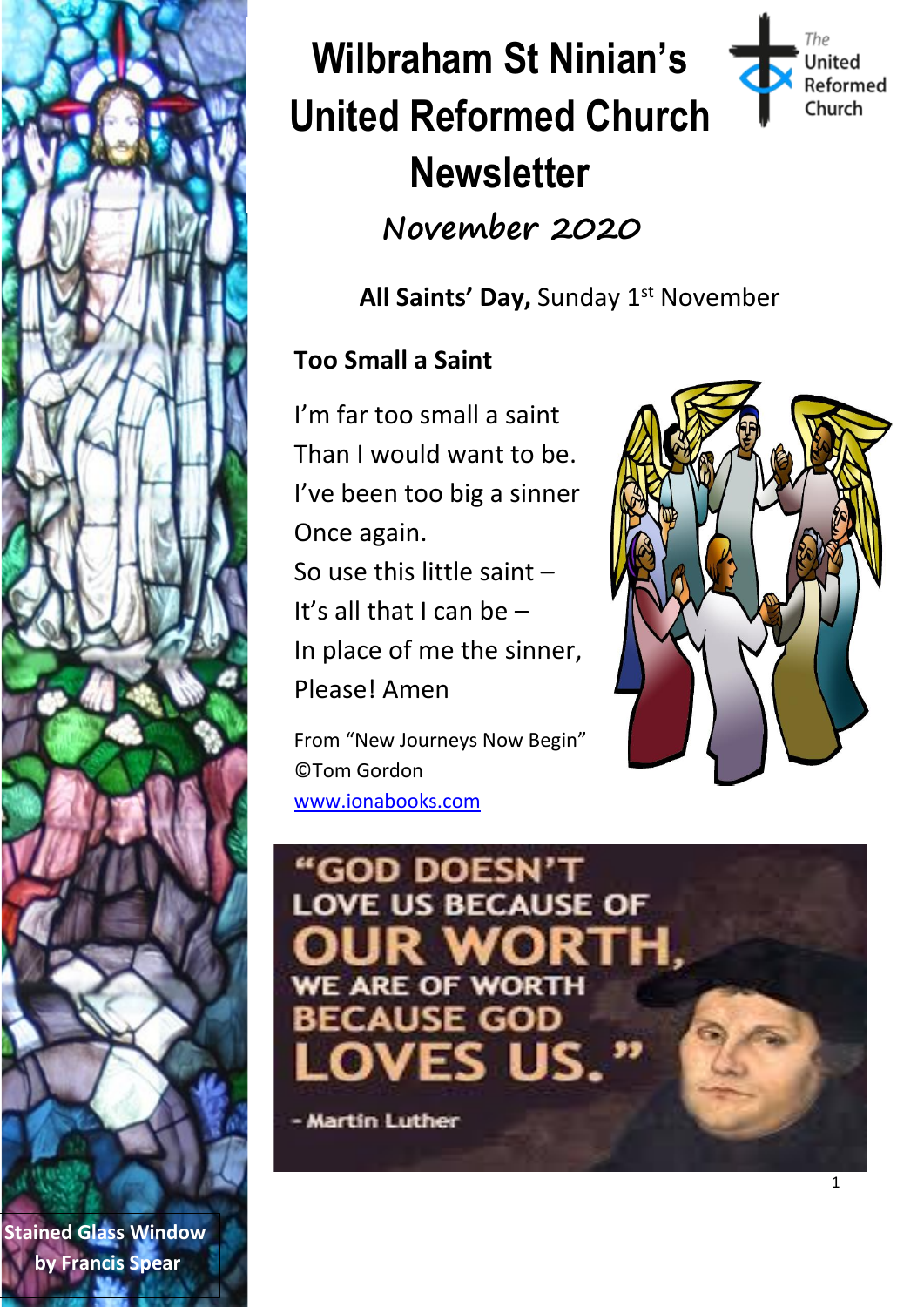# Wilbraham St Ninian's United Reformed Church Newsletter

The United Reformed Church

## November 2020

**All Saints' Day,** Sunday 1st November

### Too Small a Saint

I'm far too small a saint
Than I would want to be.
I've been too big a sinner
Once again.
So use this little saint –
It's all that I can be –
In place of me the sinner,
Please! Amen

From "New Journeys Now Begin"
©Tom Gordon
www.ionabooks.com

"GOD DOESN'T LOVE US BECAUSE OF OUR WORTH, WE ARE OF WORTH BECAUSE GOD LOVES US."
- Martin Luther

Stained Glass Window by Francis Spear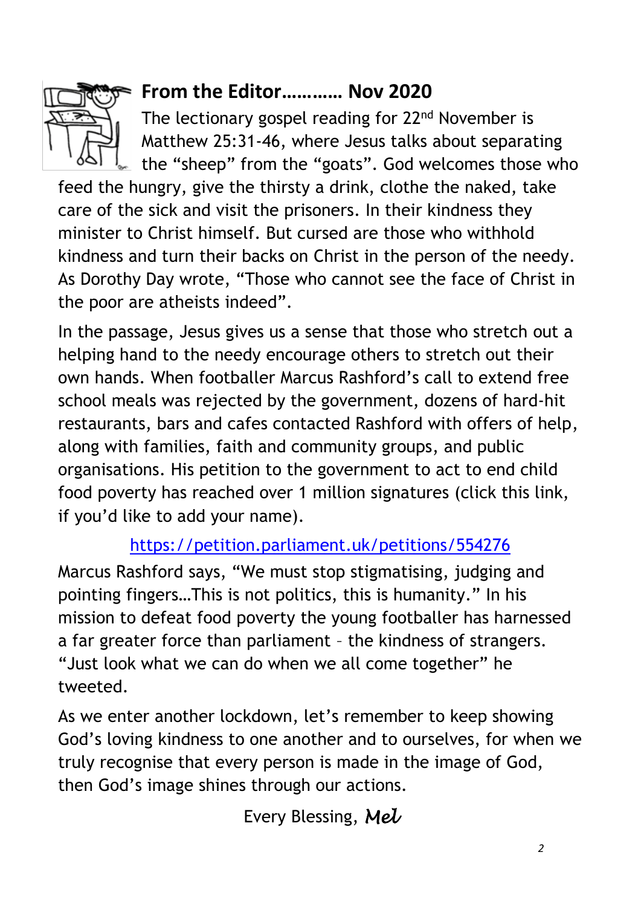## From the Editor………… Nov 2020

The lectionary gospel reading for 22nd November is Matthew 25:31-46, where Jesus talks about separating the "sheep" from the "goats". God welcomes those who feed the hungry, give the thirsty a drink, clothe the naked, take care of the sick and visit the prisoners. In their kindness they minister to Christ himself. But cursed are those who withhold kindness and turn their backs on Christ in the person of the needy. As Dorothy Day wrote, "Those who cannot see the face of Christ in the poor are atheists indeed".

In the passage, Jesus gives us a sense that those who stretch out a helping hand to the needy encourage others to stretch out their own hands. When footballer Marcus Rashford's call to extend free school meals was rejected by the government, dozens of hard-hit restaurants, bars and cafes contacted Rashford with offers of help, along with families, faith and community groups, and public organisations. His petition to the government to act to end child food poverty has reached over 1 million signatures (click this link, if you'd like to add your name).

https://petition.parliament.uk/petitions/554276

Marcus Rashford says, "We must stop stigmatising, judging and pointing fingers…This is not politics, this is humanity." In his mission to defeat food poverty the young footballer has harnessed a far greater force than parliament – the kindness of strangers. "Just look what we can do when we all come together" he tweeted.

As we enter another lockdown, let's remember to keep showing God's loving kindness to one another and to ourselves, for when we truly recognise that every person is made in the image of God, then God's image shines through our actions.

Every Blessing, *Mel*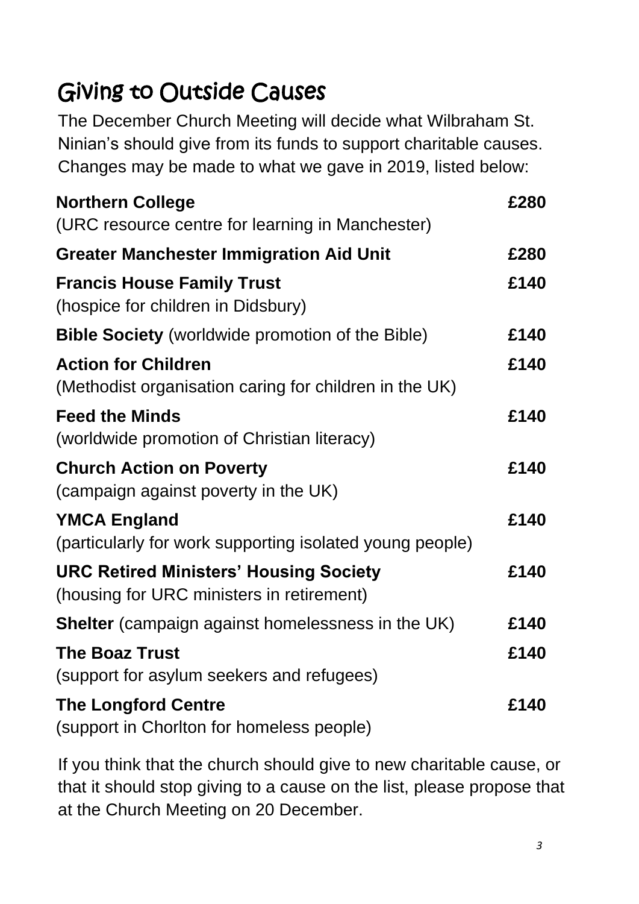# Giving to Outside Causes

The December Church Meeting will decide what Wilbraham St. Ninian's should give from its funds to support charitable causes. Changes may be made to what we gave in 2019, listed below:

| Cause | Amount |
|---|---|
| **Northern College** (URC resource centre for learning in Manchester) | **£280** |
| **Greater Manchester Immigration Aid Unit** | **£280** |
| **Francis House Family Trust** (hospice for children in Didsbury) | **£140** |
| **Bible Society** (worldwide promotion of the Bible) | **£140** |
| **Action for Children** (Methodist organisation caring for children in the UK) | **£140** |
| **Feed the Minds** (worldwide promotion of Christian literacy) | **£140** |
| **Church Action on Poverty** (campaign against poverty in the UK) | **£140** |
| **YMCA England** (particularly for work supporting isolated young people) | **£140** |
| **URC Retired Ministers' Housing Society** (housing for URC ministers in retirement) | **£140** |
| **Shelter** (campaign against homelessness in the UK) | **£140** |
| **The Boaz Trust** (support for asylum seekers and refugees) | **£140** |
| **The Longford Centre** (support in Chorlton for homeless people) | **£140** |

If you think that the church should give to new charitable cause, or that it should stop giving to a cause on the list, please propose that at the Church Meeting on 20 December.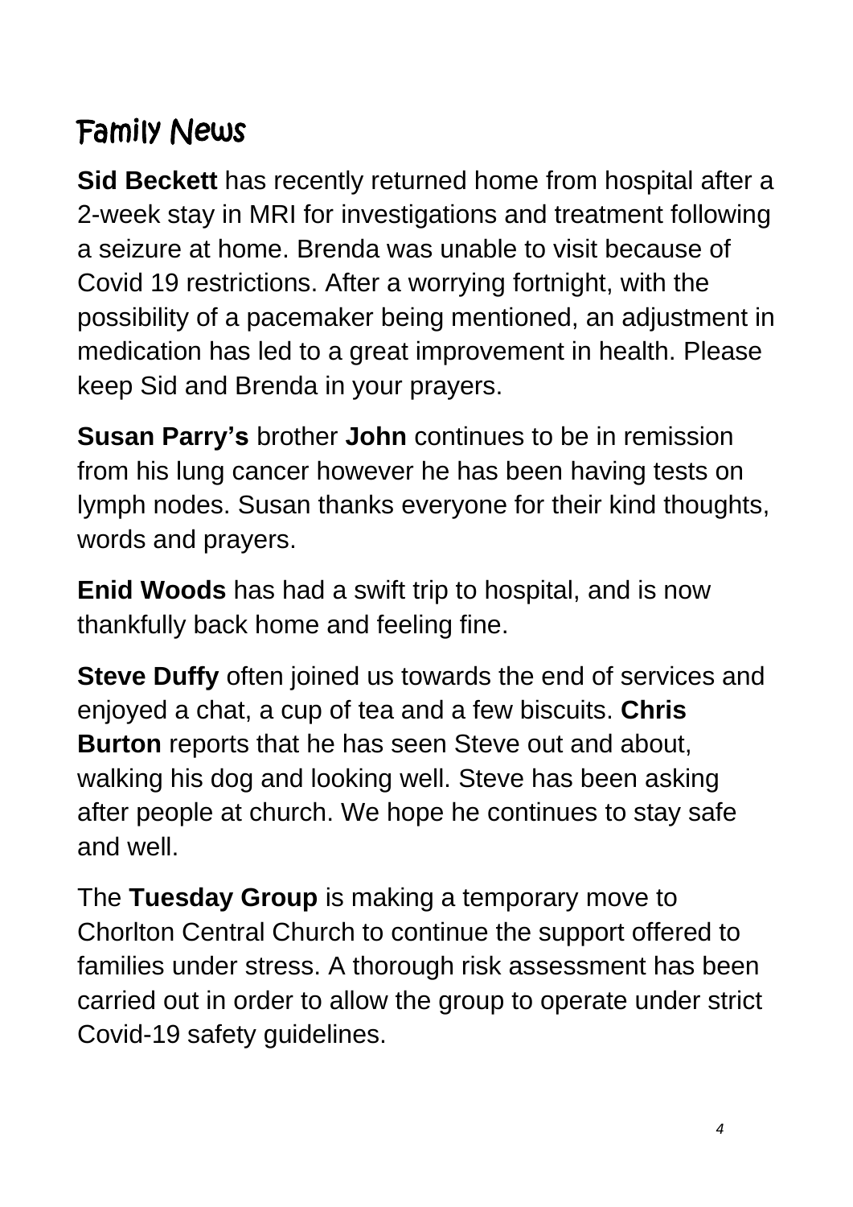# Family News

**Sid Beckett** has recently returned home from hospital after a 2-week stay in MRI for investigations and treatment following a seizure at home. Brenda was unable to visit because of Covid 19 restrictions. After a worrying fortnight, with the possibility of a pacemaker being mentioned, an adjustment in medication has led to a great improvement in health. Please keep Sid and Brenda in your prayers.

**Susan Parry's** brother **John** continues to be in remission from his lung cancer however he has been having tests on lymph nodes. Susan thanks everyone for their kind thoughts, words and prayers.

**Enid Woods** has had a swift trip to hospital, and is now thankfully back home and feeling fine.

**Steve Duffy** often joined us towards the end of services and enjoyed a chat, a cup of tea and a few biscuits. **Chris Burton** reports that he has seen Steve out and about, walking his dog and looking well. Steve has been asking after people at church. We hope he continues to stay safe and well.

The **Tuesday Group** is making a temporary move to Chorlton Central Church to continue the support offered to families under stress. A thorough risk assessment has been carried out in order to allow the group to operate under strict Covid-19 safety guidelines.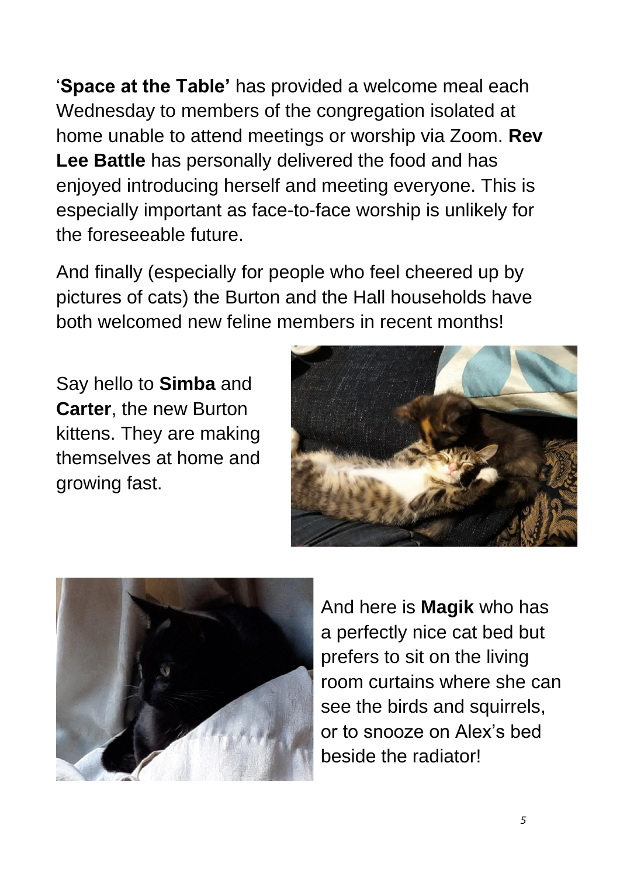'**Space at the Table'** has provided a welcome meal each Wednesday to members of the congregation isolated at home unable to attend meetings or worship via Zoom. **Rev Lee Battle** has personally delivered the food and has enjoyed introducing herself and meeting everyone. This is especially important as face-to-face worship is unlikely for the foreseeable future.

And finally (especially for people who feel cheered up by pictures of cats) the Burton and the Hall households have both welcomed new feline members in recent months!

Say hello to **Simba** and **Carter**, the new Burton kittens. They are making themselves at home and growing fast.

And here is **Magik** who has a perfectly nice cat bed but prefers to sit on the living room curtains where she can see the birds and squirrels, or to snooze on Alex's bed beside the radiator!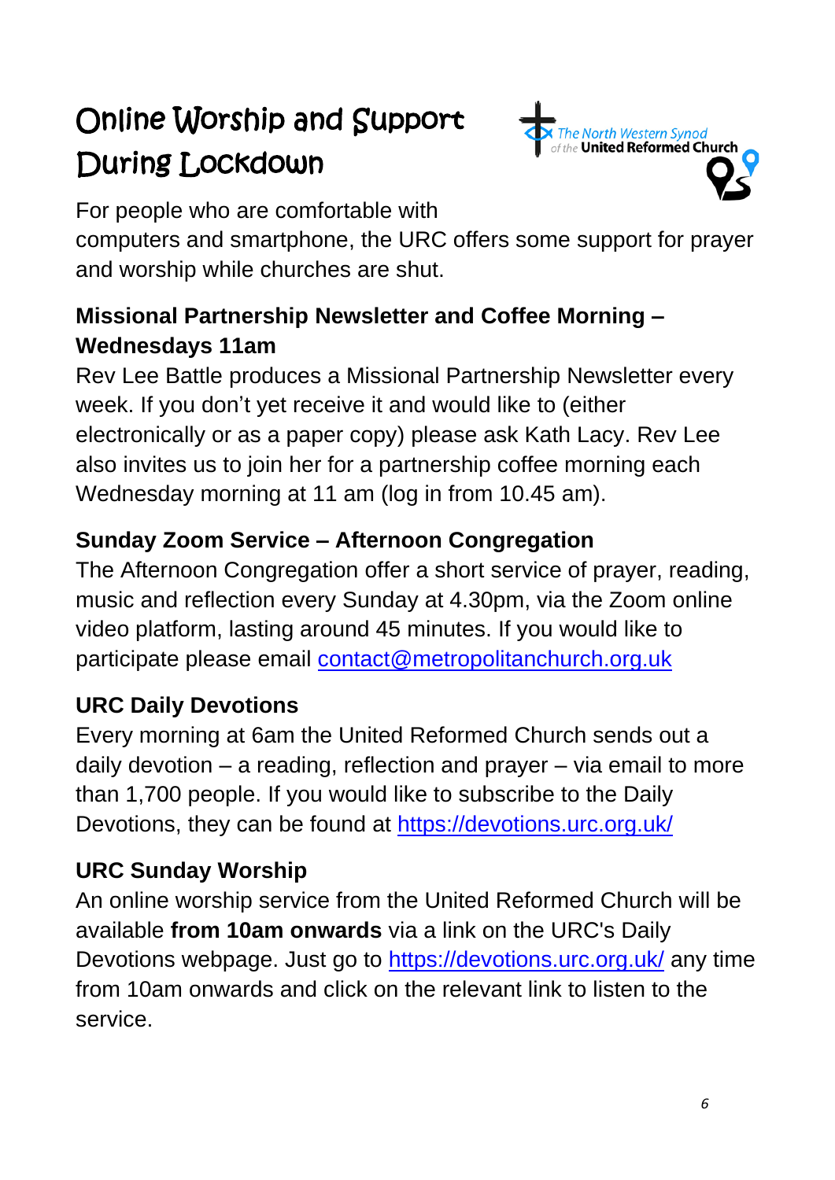# Online Worship and Support During Lockdown

The North Western Synod of the United Reformed Church

For people who are comfortable with computers and smartphone, the URC offers some support for prayer and worship while churches are shut.

## Missional Partnership Newsletter and Coffee Morning – Wednesdays 11am

Rev Lee Battle produces a Missional Partnership Newsletter every week. If you don't yet receive it and would like to (either electronically or as a paper copy) please ask Kath Lacy. Rev Lee also invites us to join her for a partnership coffee morning each Wednesday morning at 11 am (log in from 10.45 am).

## Sunday Zoom Service – Afternoon Congregation

The Afternoon Congregation offer a short service of prayer, reading, music and reflection every Sunday at 4.30pm, via the Zoom online video platform, lasting around 45 minutes. If you would like to participate please email contact@metropolitanchurch.org.uk

## URC Daily Devotions

Every morning at 6am the United Reformed Church sends out a daily devotion – a reading, reflection and prayer – via email to more than 1,700 people. If you would like to subscribe to the Daily Devotions, they can be found at https://devotions.urc.org.uk/

## URC Sunday Worship

An online worship service from the United Reformed Church will be available **from 10am onwards** via a link on the URC's Daily Devotions webpage. Just go to https://devotions.urc.org.uk/ any time from 10am onwards and click on the relevant link to listen to the service.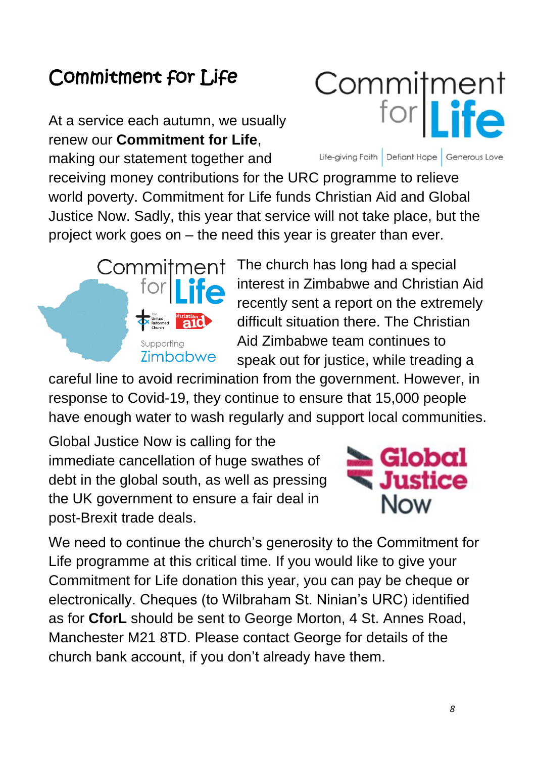# Commitment for Life

At a service each autumn, we usually renew our **Commitment for Life**, making our statement together and receiving money contributions for the URC programme to relieve world poverty. Commitment for Life funds Christian Aid and Global Justice Now. Sadly, this year that service will not take place, but the project work goes on – the need this year is greater than ever.

The church has long had a special interest in Zimbabwe and Christian Aid recently sent a report on the extremely difficult situation there. The Christian Aid Zimbabwe team continues to speak out for justice, while treading a careful line to avoid recrimination from the government. However, in response to Covid-19, they continue to ensure that 15,000 people have enough water to wash regularly and support local communities.

Global Justice Now is calling for the immediate cancellation of huge swathes of debt in the global south, as well as pressing the UK government to ensure a fair deal in post-Brexit trade deals.

We need to continue the church's generosity to the Commitment for Life programme at this critical time. If you would like to give your Commitment for Life donation this year, you can pay be cheque or electronically. Cheques (to Wilbraham St. Ninian's URC) identified as for **CforL** should be sent to George Morton, 4 St. Annes Road, Manchester M21 8TD. Please contact George for details of the church bank account, if you don't already have them.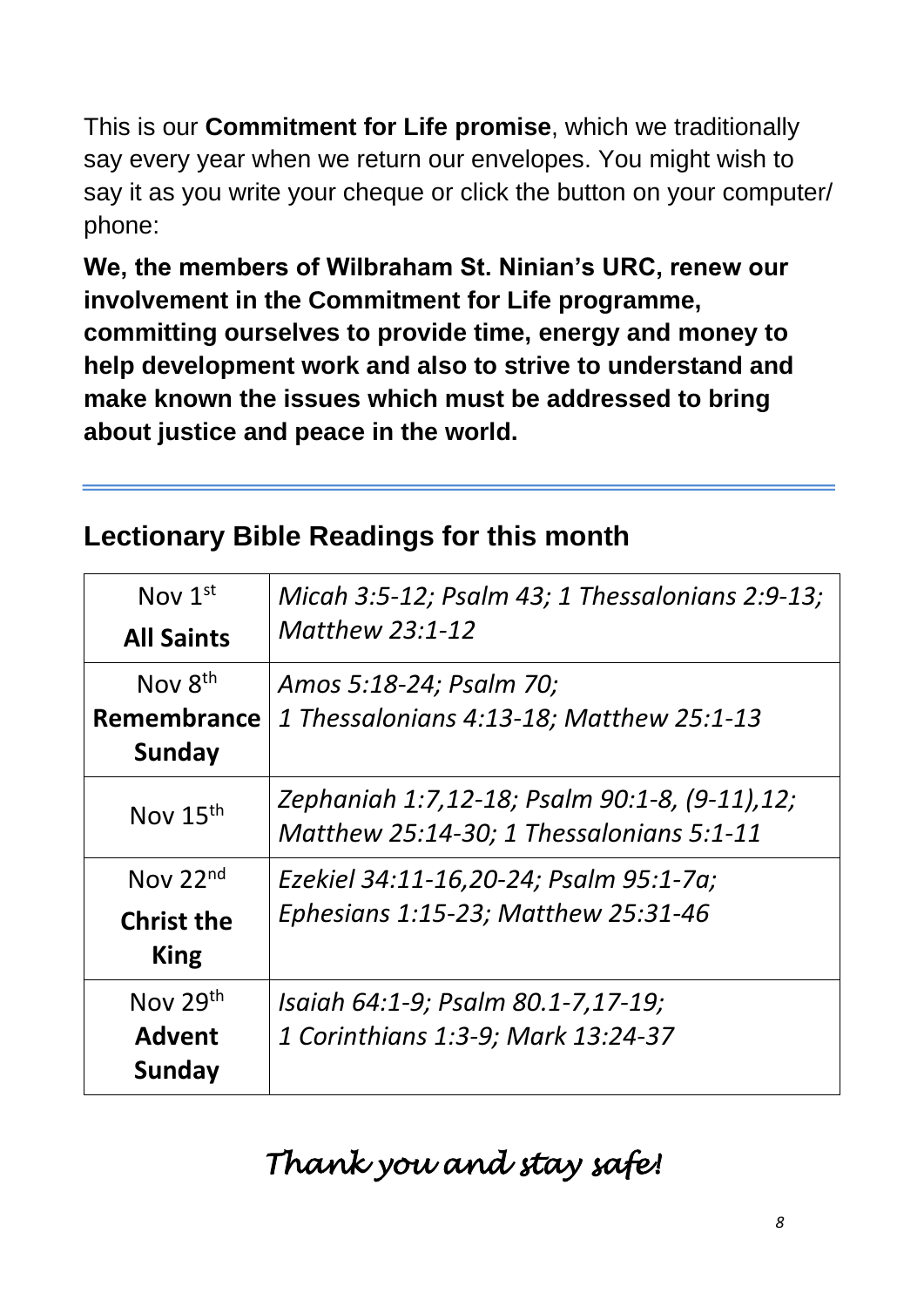This is our **Commitment for Life promise**, which we traditionally say every year when we return our envelopes. You might wish to say it as you write your cheque or click the button on your computer/ phone:

**We, the members of Wilbraham St. Ninian's URC, renew our involvement in the Commitment for Life programme, committing ourselves to provide time, energy and money to help development work and also to strive to understand and make known the issues which must be addressed to bring about justice and peace in the world.**

---

## Lectionary Bible Readings for this month

| | |
|---|---|
| Nov 1st **All Saints** | *Micah 3:5-12; Psalm 43; 1 Thessalonians 2:9-13; Matthew 23:1-12* |
| Nov 8th **Remembrance Sunday** | *Amos 5:18-24; Psalm 70; 1 Thessalonians 4:13-18; Matthew 25:1-13* |
| Nov 15th | *Zephaniah 1:7,12-18; Psalm 90:1-8, (9-11),12; Matthew 25:14-30; 1 Thessalonians 5:1-11* |
| Nov 22nd **Christ the King** | *Ezekiel 34:11-16,20-24; Psalm 95:1-7a; Ephesians 1:15-23; Matthew 25:31-46* |
| Nov 29th **Advent Sunday** | *Isaiah 64:1-9; Psalm 80.1-7,17-19; 1 Corinthians 1:3-9; Mark 13:24-37* |

*Thank you and stay safe!*